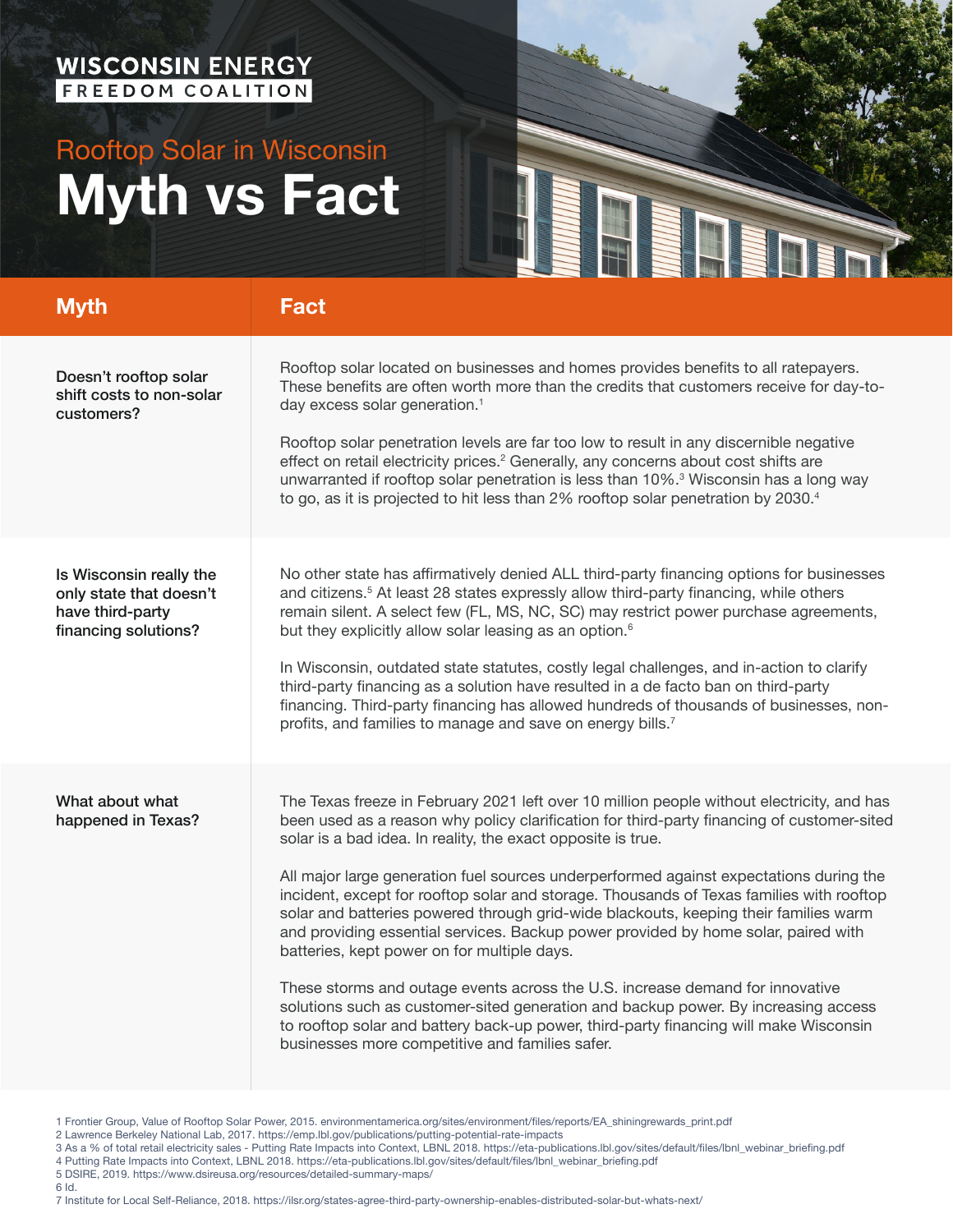**WISCONSIN ENERGY**
**FREEDOM COALITION**

## Rooftop Solar in Wisconsin

# Myth vs Fact

| Myth | Fact |
|---|---|
| Doesn't rooftop solar shift costs to non-solar customers? | Rooftop solar located on businesses and homes provides benefits to all ratepayers. These benefits are often worth more than the credits that customers receive for day-to-day excess solar generation.[1]<br><br>Rooftop solar penetration levels are far too low to result in any discernible negative effect on retail electricity prices.[2] Generally, any concerns about cost shifts are unwarranted if rooftop solar penetration is less than 10%.[3] Wisconsin has a long way to go, as it is projected to hit less than 2% rooftop solar penetration by 2030.[4] |
| Is Wisconsin really the only state that doesn't have third-party financing solutions? | No other state has affirmatively denied ALL third-party financing options for businesses and citizens.[5] At least 28 states expressly allow third-party financing, while others remain silent. A select few (FL, MS, NC, SC) may restrict power purchase agreements, but they explicitly allow solar leasing as an option.[6]<br><br>In Wisconsin, outdated state statutes, costly legal challenges, and in-action to clarify third-party financing as a solution have resulted in a de facto ban on third-party financing. Third-party financing has allowed hundreds of thousands of businesses, non-profits, and families to manage and save on energy bills.[7] |
| What about what happened in Texas? | The Texas freeze in February 2021 left over 10 million people without electricity, and has been used as a reason why policy clarification for third-party financing of customer-sited solar is a bad idea. In reality, the exact opposite is true.<br><br>All major large generation fuel sources underperformed against expectations during the incident, except for rooftop solar and storage. Thousands of Texas families with rooftop solar and batteries powered through grid-wide blackouts, keeping their families warm and providing essential services. Backup power provided by home solar, paired with batteries, kept power on for multiple days.<br><br>These storms and outage events across the U.S. increase demand for innovative solutions such as customer-sited generation and backup power. By increasing access to rooftop solar and battery back-up power, third-party financing will make Wisconsin businesses more competitive and families safer. |

1 Frontier Group, Value of Rooftop Solar Power, 2015. environmentamerica.org/sites/environment/files/reports/EA_shiningrewards_print.pdf
2 Lawrence Berkeley National Lab, 2017. https://emp.lbl.gov/publications/putting-potential-rate-impacts
3 As a % of total retail electricity sales - Putting Rate Impacts into Context, LBNL 2018. https://eta-publications.lbl.gov/sites/default/files/lbnl_webinar_briefing.pdf
4 Putting Rate Impacts into Context, LBNL 2018. https://eta-publications.lbl.gov/sites/default/files/lbnl_webinar_briefing.pdf
5 DSIRE, 2019. https://www.dsireusa.org/resources/detailed-summary-maps/
6 Id.
7 Institute for Local Self-Reliance, 2018. https://ilsr.org/states-agree-third-party-ownership-enables-distributed-solar-but-whats-next/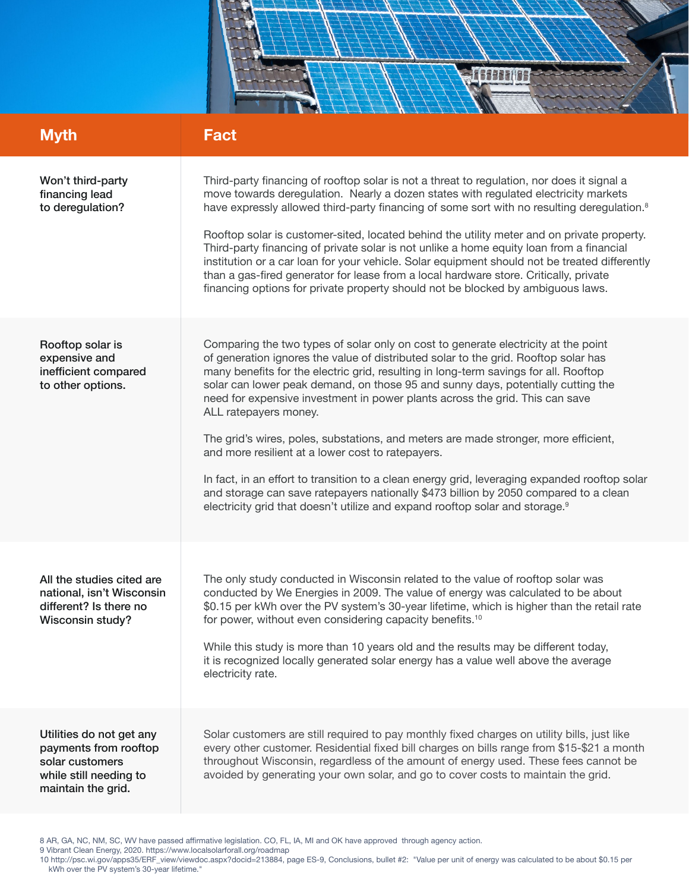| Myth | Fact |
|---|---|
| Won't third-party financing lead to deregulation? | Third-party financing of rooftop solar is not a threat to regulation, nor does it signal a move towards deregulation. Nearly a dozen states with regulated electricity markets have expressly allowed third-party financing of some sort with no resulting deregulation.[8]<br><br>Rooftop solar is customer-sited, located behind the utility meter and on private property. Third-party financing of private solar is not unlike a home equity loan from a financial institution or a car loan for your vehicle. Solar equipment should not be treated differently than a gas-fired generator for lease from a local hardware store. Critically, private financing options for private property should not be blocked by ambiguous laws. |
| Rooftop solar is expensive and inefficient compared to other options. | Comparing the two types of solar only on cost to generate electricity at the point of generation ignores the value of distributed solar to the grid. Rooftop solar has many benefits for the electric grid, resulting in long-term savings for all. Rooftop solar can lower peak demand, on those 95 and sunny days, potentially cutting the need for expensive investment in power plants across the grid. This can save ALL ratepayers money.<br><br>The grid's wires, poles, substations, and meters are made stronger, more efficient, and more resilient at a lower cost to ratepayers.<br><br>In fact, in an effort to transition to a clean energy grid, leveraging expanded rooftop solar and storage can save ratepayers nationally $473 billion by 2050 compared to a clean electricity grid that doesn't utilize and expand rooftop solar and storage.[9] |
| All the studies cited are national, isn't Wisconsin different? Is there no Wisconsin study? | The only study conducted in Wisconsin related to the value of rooftop solar was conducted by We Energies in 2009. The value of energy was calculated to be about $0.15 per kWh over the PV system's 30-year lifetime, which is higher than the retail rate for power, without even considering capacity benefits.[10]<br><br>While this study is more than 10 years old and the results may be different today, it is recognized locally generated solar energy has a value well above the average electricity rate. |
| Utilities do not get any payments from rooftop solar customers while still needing to maintain the grid. | Solar customers are still required to pay monthly fixed charges on utility bills, just like every other customer. Residential fixed bill charges on bills range from $15-$21 a month throughout Wisconsin, regardless of the amount of energy used. These fees cannot be avoided by generating your own solar, and go to cover costs to maintain the grid. |

8 AR, GA, NC, NM, SC, WV have passed affirmative legislation. CO, FL, IA, MI and OK have approved through agency action.

9 Vibrant Clean Energy, 2020. https://www.localsolarforall.org/roadmap

10 http://psc.wi.gov/apps35/ERF_view/viewdoc.aspx?docid=213884, page ES-9, Conclusions, bullet #2: "Value per unit of energy was calculated to be about $0.15 per kWh over the PV system's 30-year lifetime."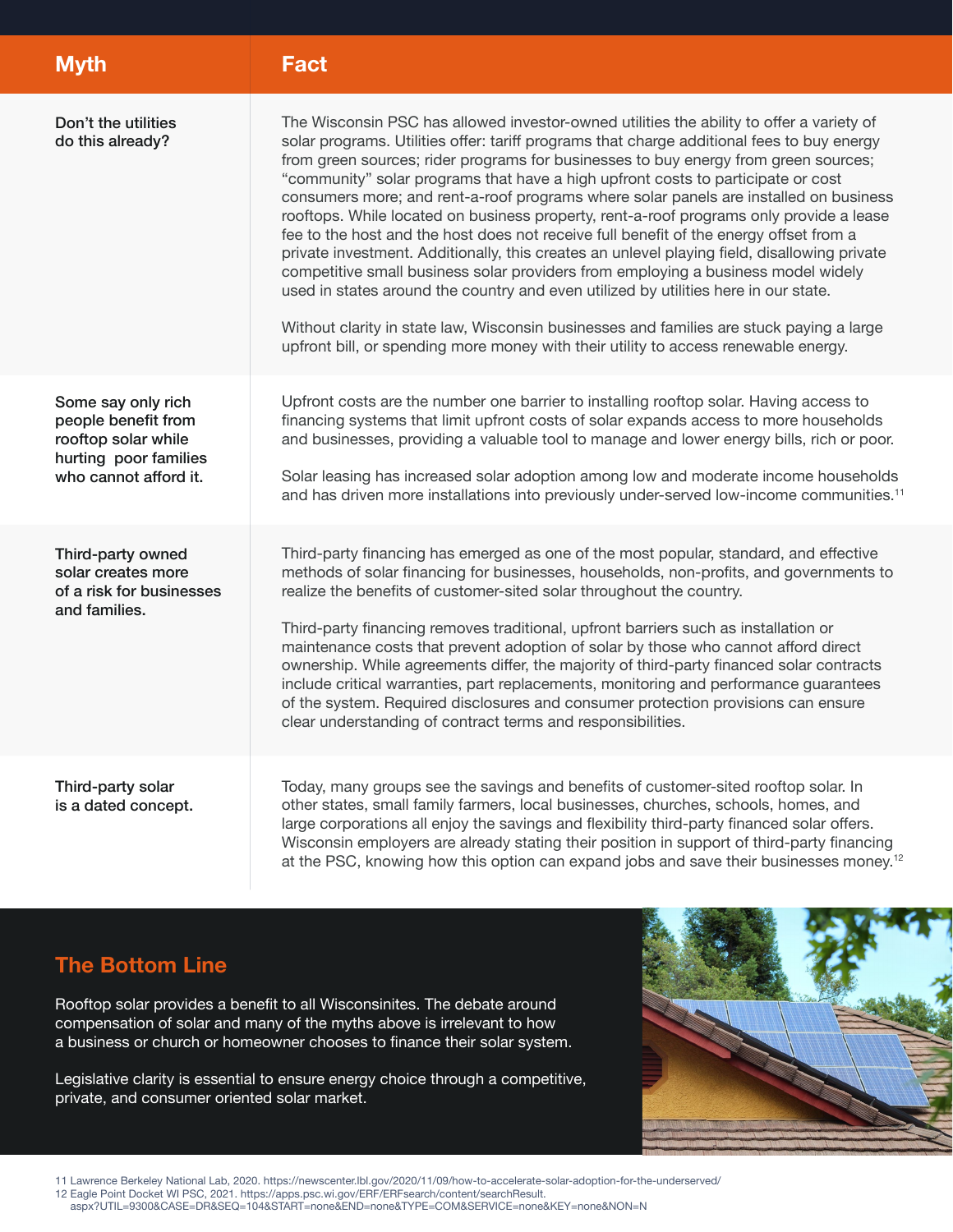| Myth | Fact |
|---|---|
| Don't the utilities do this already? | The Wisconsin PSC has allowed investor-owned utilities the ability to offer a variety of solar programs. Utilities offer: tariff programs that charge additional fees to buy energy from green sources; rider programs for businesses to buy energy from green sources; "community" solar programs that have a high upfront costs to participate or cost consumers more; and rent-a-roof programs where solar panels are installed on business rooftops. While located on business property, rent-a-roof programs only provide a lease fee to the host and the host does not receive full benefit of the energy offset from a private investment. Additionally, this creates an unlevel playing field, disallowing private competitive small business solar providers from employing a business model widely used in states around the country and even utilized by utilities here in our state.<br><br>Without clarity in state law, Wisconsin businesses and families are stuck paying a large upfront bill, or spending more money with their utility to access renewable energy. |
| Some say only rich people benefit from rooftop solar while hurting poor families who cannot afford it. | Upfront costs are the number one barrier to installing rooftop solar. Having access to financing systems that limit upfront costs of solar expands access to more households and businesses, providing a valuable tool to manage and lower energy bills, rich or poor.<br><br>Solar leasing has increased solar adoption among low and moderate income households and has driven more installations into previously under-served low-income communities.[11] |
| Third-party owned solar creates more of a risk for businesses and families. | Third-party financing has emerged as one of the most popular, standard, and effective methods of solar financing for businesses, households, non-profits, and governments to realize the benefits of customer-sited solar throughout the country.<br><br>Third-party financing removes traditional, upfront barriers such as installation or maintenance costs that prevent adoption of solar by those who cannot afford direct ownership. While agreements differ, the majority of third-party financed solar contracts include critical warranties, part replacements, monitoring and performance guarantees of the system. Required disclosures and consumer protection provisions can ensure clear understanding of contract terms and responsibilities. |
| Third-party solar is a dated concept. | Today, many groups see the savings and benefits of customer-sited rooftop solar. In other states, small family farmers, local businesses, churches, schools, homes, and large corporations all enjoy the savings and flexibility third-party financed solar offers. Wisconsin employers are already stating their position in support of third-party financing at the PSC, knowing how this option can expand jobs and save their businesses money.[12] |

## The Bottom Line

Rooftop solar provides a benefit to all Wisconsinites. The debate around compensation of solar and many of the myths above is irrelevant to how a business or church or homeowner chooses to finance their solar system.

Legislative clarity is essential to ensure energy choice through a competitive, private, and consumer oriented solar market.

11 Lawrence Berkeley National Lab, 2020. https://newscenter.lbl.gov/2020/11/09/how-to-accelerate-solar-adoption-for-the-underserved/
12 Eagle Point Docket WI PSC, 2021. https://apps.psc.wi.gov/ERF/ERFsearch/content/searchResult.aspx?UTIL=9300&CASE=DR&SEQ=104&START=none&END=none&TYPE=COM&SERVICE=none&KEY=none&NON=N